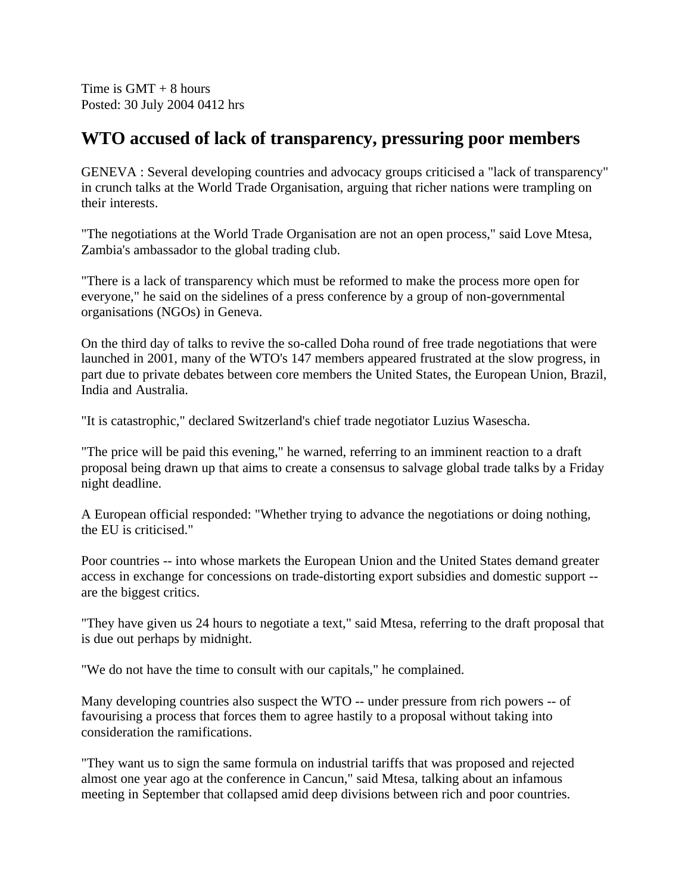Time is GMT + 8 hours
Posted: 30 July 2004 0412 hrs

# WTO accused of lack of transparency, pressuring poor members

GENEVA : Several developing countries and advocacy groups criticised a "lack of transparency" in crunch talks at the World Trade Organisation, arguing that richer nations were trampling on their interests.

"The negotiations at the World Trade Organisation are not an open process," said Love Mtesa, Zambia's ambassador to the global trading club.

"There is a lack of transparency which must be reformed to make the process more open for everyone," he said on the sidelines of a press conference by a group of non-governmental organisations (NGOs) in Geneva.

On the third day of talks to revive the so-called Doha round of free trade negotiations that were launched in 2001, many of the WTO's 147 members appeared frustrated at the slow progress, in part due to private debates between core members the United States, the European Union, Brazil, India and Australia.

"It is catastrophic," declared Switzerland's chief trade negotiator Luzius Wasescha.

"The price will be paid this evening," he warned, referring to an imminent reaction to a draft proposal being drawn up that aims to create a consensus to salvage global trade talks by a Friday night deadline.

A European official responded: "Whether trying to advance the negotiations or doing nothing, the EU is criticised."

Poor countries -- into whose markets the European Union and the United States demand greater access in exchange for concessions on trade-distorting export subsidies and domestic support -- are the biggest critics.

"They have given us 24 hours to negotiate a text," said Mtesa, referring to the draft proposal that is due out perhaps by midnight.

"We do not have the time to consult with our capitals," he complained.

Many developing countries also suspect the WTO -- under pressure from rich powers -- of favourising a process that forces them to agree hastily to a proposal without taking into consideration the ramifications.

"They want us to sign the same formula on industrial tariffs that was proposed and rejected almost one year ago at the conference in Cancun," said Mtesa, talking about an infamous meeting in September that collapsed amid deep divisions between rich and poor countries.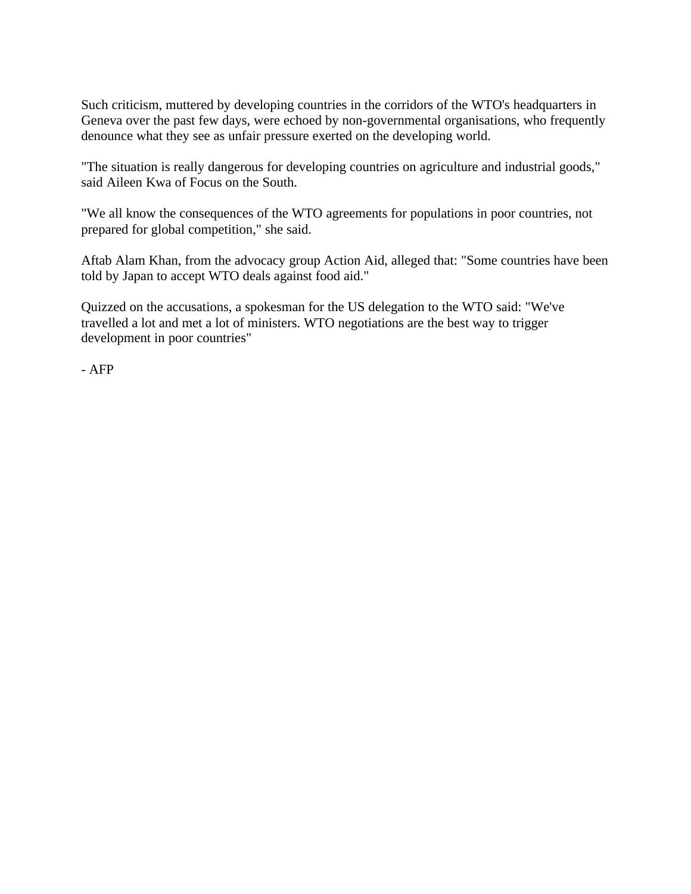Such criticism, muttered by developing countries in the corridors of the WTO's headquarters in Geneva over the past few days, were echoed by non-governmental organisations, who frequently denounce what they see as unfair pressure exerted on the developing world.

"The situation is really dangerous for developing countries on agriculture and industrial goods," said Aileen Kwa of Focus on the South.

"We all know the consequences of the WTO agreements for populations in poor countries, not prepared for global competition," she said.

Aftab Alam Khan, from the advocacy group Action Aid, alleged that: "Some countries have been told by Japan to accept WTO deals against food aid."

Quizzed on the accusations, a spokesman for the US delegation to the WTO said: "We've travelled a lot and met a lot of ministers. WTO negotiations are the best way to trigger development in poor countries"

- AFP